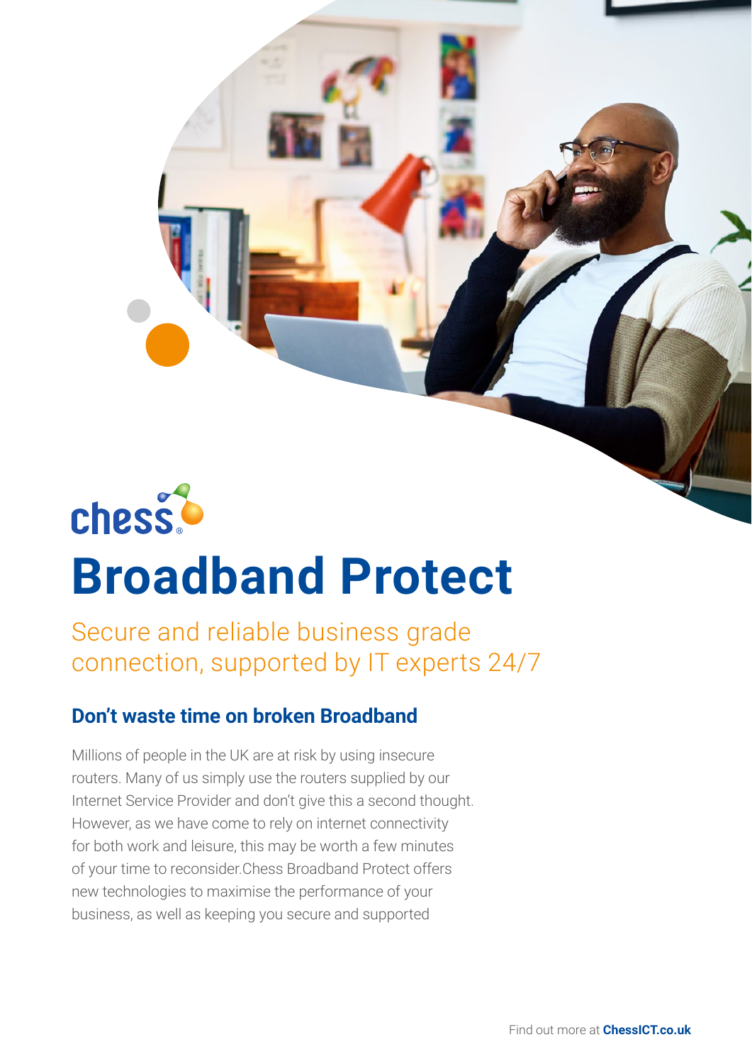chess

# Broadband Protect

Secure and reliable business grade connection, supported by IT experts 24/7

## Don't waste time on broken Broadband

Millions of people in the UK are at risk by using insecure routers. Many of us simply use the routers supplied by our Internet Service Provider and don't give this a second thought. However, as we have come to rely on internet connectivity for both work and leisure, this may be worth a few minutes of your time to reconsider.Chess Broadband Protect offers new technologies to maximise the performance of your business, as well as keeping you secure and supported

Find out more at **ChessICT.co.uk**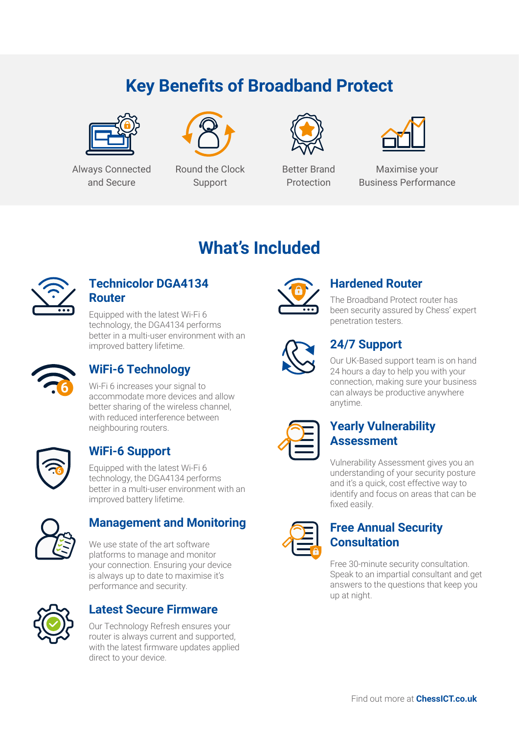## Key Benefits of Broadband Protect

- Always Connected and Secure
- Round the Clock Support
- Better Brand Protection
- Maximise your Business Performance

## What's Included

### Technicolor DGA4134 Router

Equipped with the latest Wi-Fi 6 technology, the DGA4134 performs better in a multi-user environment with an improved battery lifetime.

### WiFi-6 Technology

Wi-Fi 6 increases your signal to accommodate more devices and allow better sharing of the wireless channel, with reduced interference between neighbouring routers.

### WiFi-6 Support

Equipped with the latest Wi-Fi 6 technology, the DGA4134 performs better in a multi-user environment with an improved battery lifetime.

### Management and Monitoring

We use state of the art software platforms to manage and monitor your connection. Ensuring your device is always up to date to maximise it's performance and security.

### Latest Secure Firmware

Our Technology Refresh ensures your router is always current and supported, with the latest firmware updates applied direct to your device.

### Hardened Router

The Broadband Protect router has been security assured by Chess' expert penetration testers.

### 24/7 Support

Our UK-Based support team is on hand 24 hours a day to help you with your connection, making sure your business can always be productive anywhere anytime.

### Yearly Vulnerability Assessment

Vulnerability Assessment gives you an understanding of your security posture and it's a quick, cost effective way to identify and focus on areas that can be fixed easily.

### Free Annual Security Consultation

Free 30-minute security consultation. Speak to an impartial consultant and get answers to the questions that keep you up at night.

Find out more at **ChessICT.co.uk**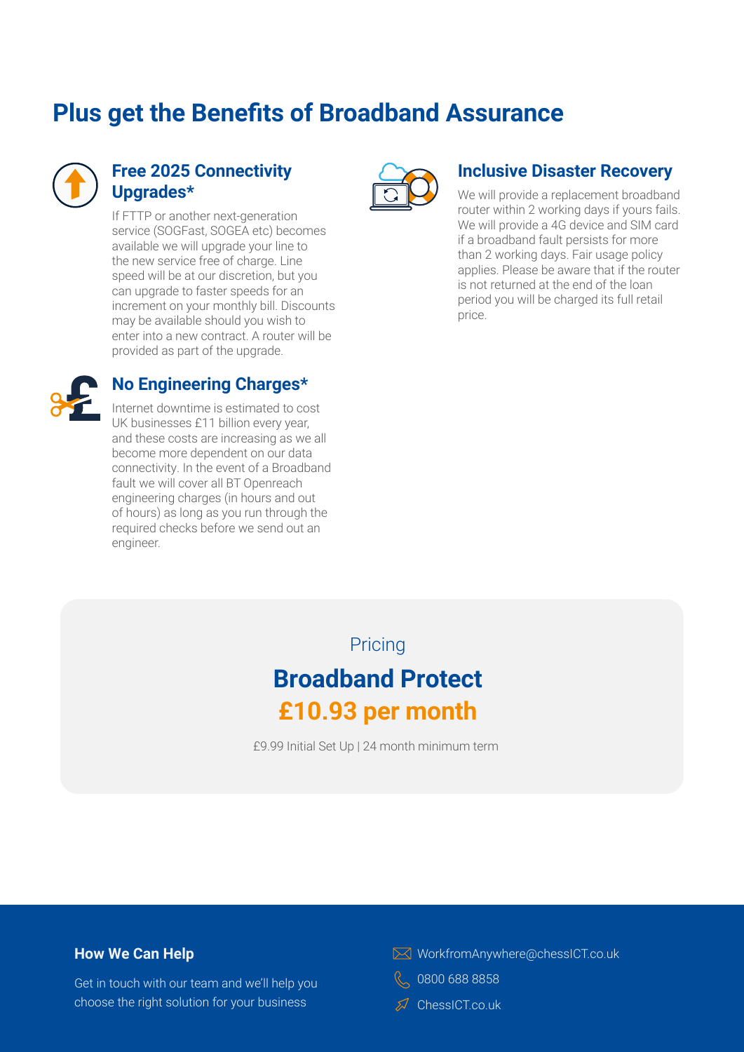# Plus get the Benefits of Broadband Assurance

## Free 2025 Connectivity Upgrades*

If FTTP or another next-generation service (SOGFast, SOGEA etc) becomes available we will upgrade your line to the new service free of charge. Line speed will be at our discretion, but you can upgrade to faster speeds for an increment on your monthly bill. Discounts may be available should you wish to enter into a new contract. A router will be provided as part of the upgrade.

## No Engineering Charges*

Internet downtime is estimated to cost UK businesses £11 billion every year, and these costs are increasing as we all become more dependent on our data connectivity. In the event of a Broadband fault we will cover all BT Openreach engineering charges (in hours and out of hours) as long as you run through the required checks before we send out an engineer.

## Inclusive Disaster Recovery

We will provide a replacement broadband router within 2 working days if yours fails. We will provide a 4G device and SIM card if a broadband fault persists for more than 2 working days. Fair usage policy applies. Please be aware that if the router is not returned at the end of the loan period you will be charged its full retail price.

Pricing

## Broadband Protect

**£10.93 per month**

£9.99 Initial Set Up | 24 month minimum term

### How We Can Help

Get in touch with our team and we'll help you choose the right solution for your business

WorkfromAnywhere@chessICT.co.uk

0800 688 8858

ChessICT.co.uk